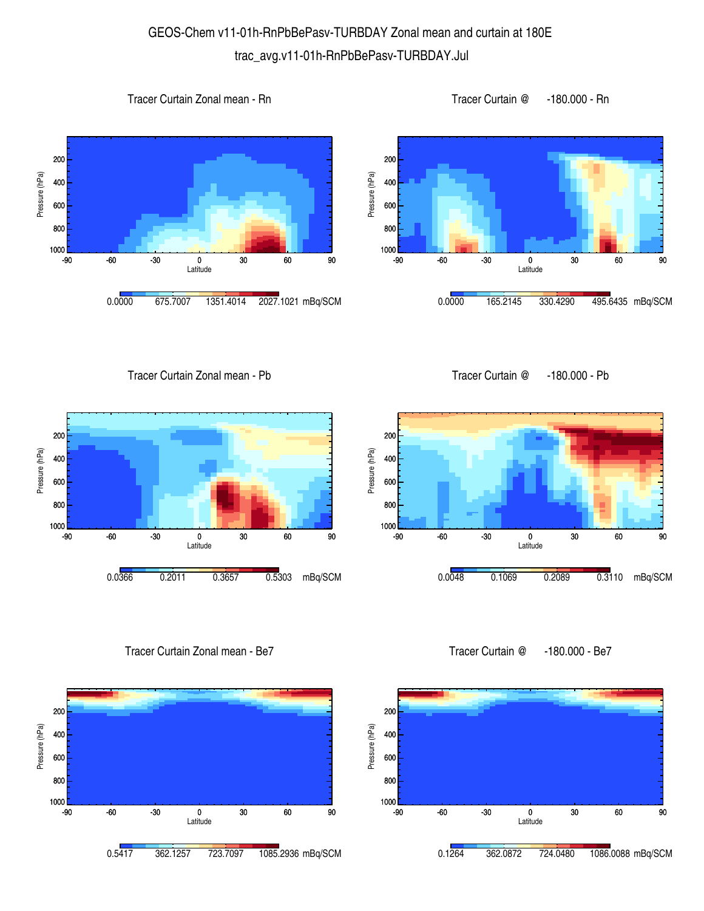GEOS-Chem v11-01h-RnPbBePasv-TURBDAY Zonal mean and curtain at 180E

trac_avg.v11-01h-RnPbBePasv-TURBDAY.Jul

Tracer Curtain Zonal mean - Rn

Pressure (hPa)

Latitude

0.0000 675.7007 1351.4014 2027.1021 mBq/SCM

Tracer Curtain @ -180.000 - Rn

Pressure (hPa)

Latitude

0.0000 165.2145 330.4290 495.6435 mBq/SCM

Tracer Curtain Zonal mean - Pb

Pressure (hPa)

Latitude

0.0366 0.2011 0.3657 0.5303 mBq/SCM

Tracer Curtain @ -180.000 - Pb

Pressure (hPa)

Latitude

0.0048 0.1069 0.2089 0.3110 mBq/SCM

Tracer Curtain Zonal mean - Be7

Pressure (hPa)

Latitude

0.5417 362.1257 723.7097 1085.2936 mBq/SCM

Tracer Curtain @ -180.000 - Be7

Pressure (hPa)

Latitude

0.1264 362.0872 724.0480 1086.0088 mBq/SCM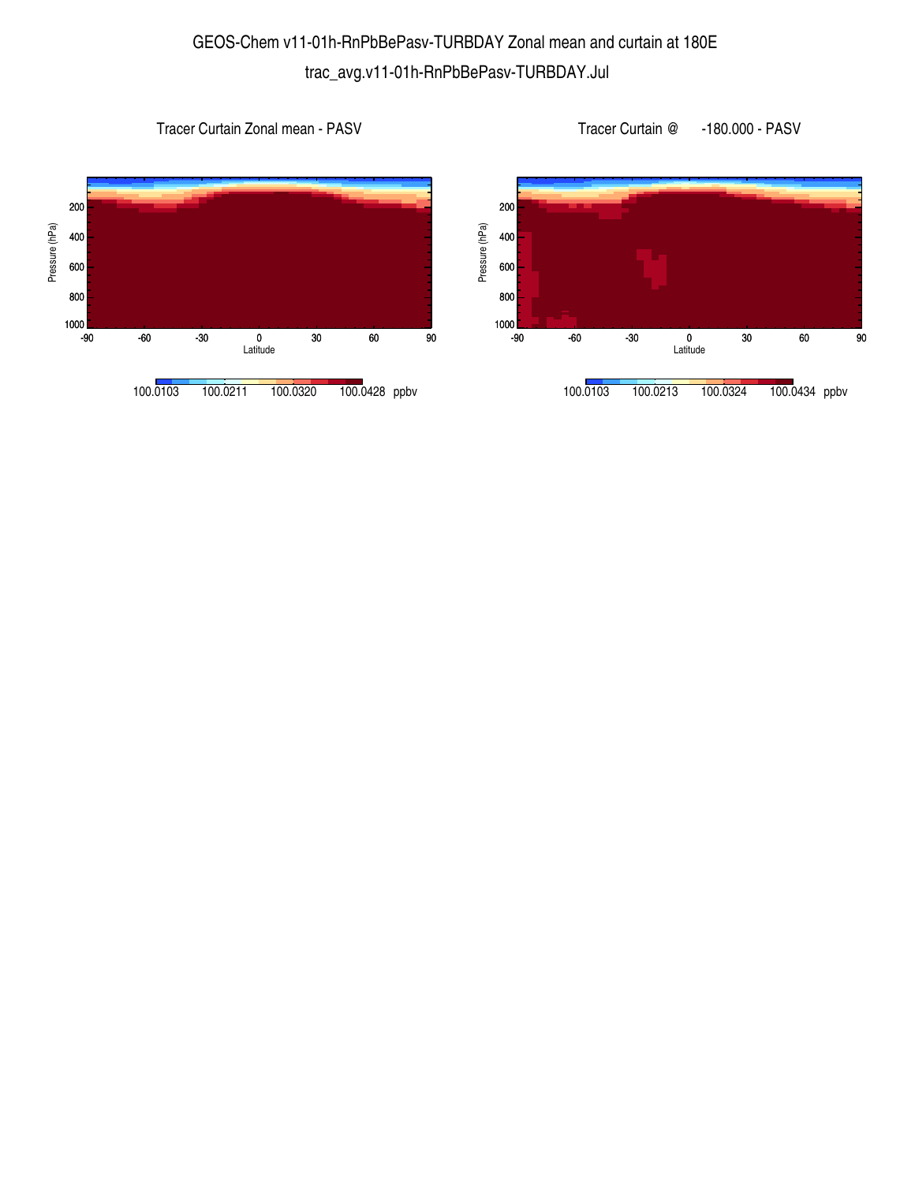GEOS-Chem v11-01h-RnPbBePasv-TURBDAY Zonal mean and curtain at 180E

trac_avg.v11-01h-RnPbBePasv-TURBDAY.Jul

Tracer Curtain Zonal mean - PASV

Pressure (hPa)

200
400
600
800
1000

-90 -60 -30 0 30 60 90

Latitude

100.0103 100.0211 100.0320 100.0428 ppbv

Tracer Curtain @ -180.000 - PASV

Pressure (hPa)

200
400
600
800
1000

-90 -60 -30 0 30 60 90

Latitude

100.0103 100.0213 100.0324 100.0434 ppbv